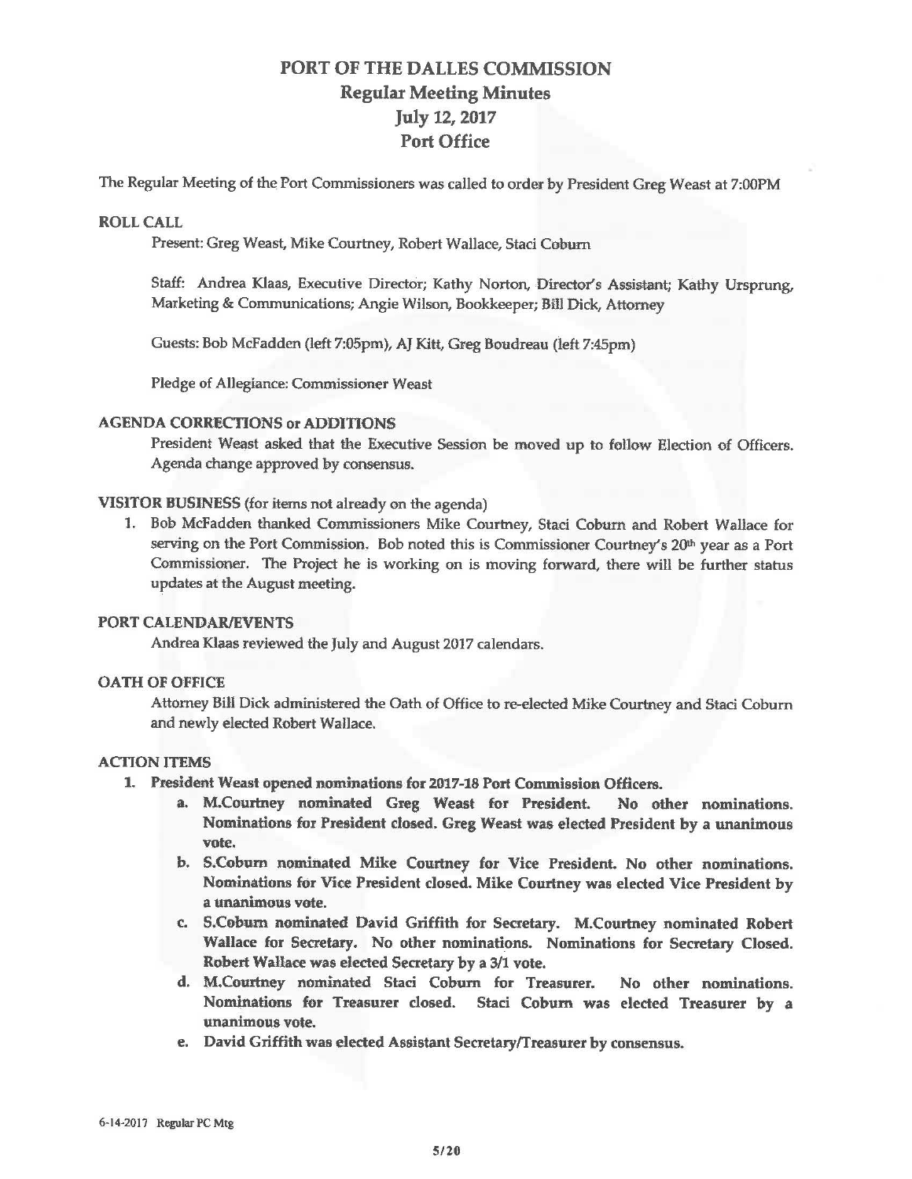# PORT OF THE DALLES COMMISSION
## Regular Meeting Minutes
## July 12, 2017
## Port Office

The Regular Meeting of the Port Commissioners was called to order by President Greg Weast at 7:00PM

### ROLL CALL

Present: Greg Weast, Mike Courtney, Robert Wallace, Staci Coburn

Staff: Andrea Klaas, Executive Director; Kathy Norton, Director's Assistant; Kathy Ursprung, Marketing & Communications; Angie Wilson, Bookkeeper; Bill Dick, Attorney

Guests: Bob McFadden (left 7:05pm), AJ Kitt, Greg Boudreau (left 7:45pm)

Pledge of Allegiance: Commissioner Weast

### AGENDA CORRECTIONS or ADDITIONS

President Weast asked that the Executive Session be moved up to follow Election of Officers. Agenda change approved by consensus.

### VISITOR BUSINESS (for items not already on the agenda)

1. Bob McFadden thanked Commissioners Mike Courtney, Staci Coburn and Robert Wallace for serving on the Port Commission. Bob noted this is Commissioner Courtney's 20th year as a Port Commissioner. The Project he is working on is moving forward, there will be further status updates at the August meeting.

### PORT CALENDAR/EVENTS

Andrea Klaas reviewed the July and August 2017 calendars.

### OATH OF OFFICE

Attorney Bill Dick administered the Oath of Office to re-elected Mike Courtney and Staci Coburn and newly elected Robert Wallace.

### ACTION ITEMS

1. **President Weast opened nominations for 2017-18 Port Commission Officers.**
   a. **M.Courtney nominated Greg Weast for President. No other nominations. Nominations for President closed. Greg Weast was elected President by a unanimous vote.**
   b. **S.Coburn nominated Mike Courtney for Vice President. No other nominations. Nominations for Vice President closed. Mike Courtney was elected Vice President by a unanimous vote.**
   c. **S.Coburn nominated David Griffith for Secretary. M.Courtney nominated Robert Wallace for Secretary. No other nominations. Nominations for Secretary Closed. Robert Wallace was elected Secretary by a 3/1 vote.**
   d. **M.Courtney nominated Staci Coburn for Treasurer. No other nominations. Nominations for Treasurer closed. Staci Coburn was elected Treasurer by a unanimous vote.**
   e. **David Griffith was elected Assistant Secretary/Treasurer by consensus.**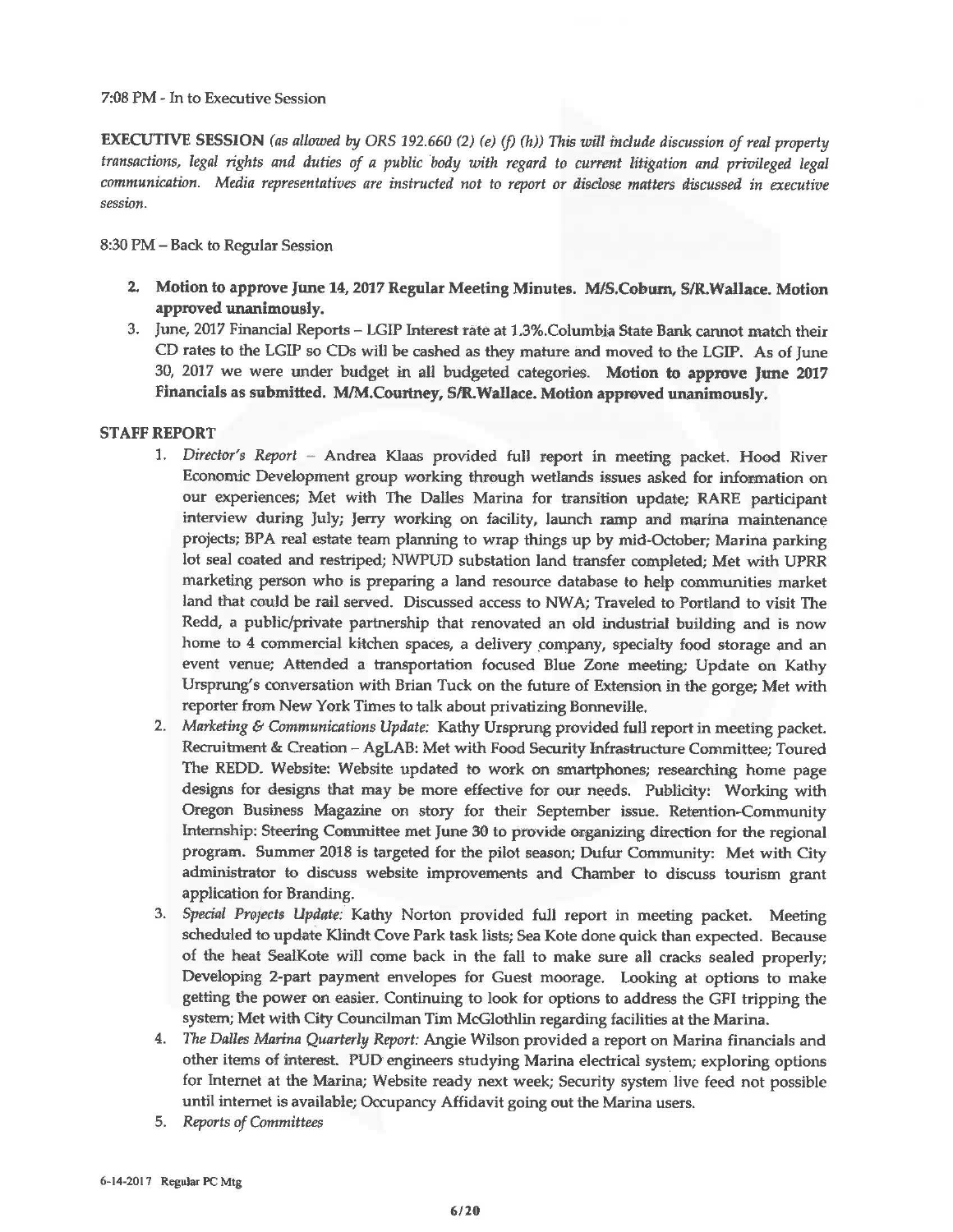7:08 PM - In to Executive Session

**EXECUTIVE SESSION** *(as allowed by ORS 192.660 (2) (e) (f) (h)) This will include discussion of real property transactions, legal rights and duties of a public body with regard to current litigation and privileged legal communication. Media representatives are instructed not to report or disclose matters discussed in executive session.*

8:30 PM – Back to Regular Session

2. **Motion to approve June 14, 2017 Regular Meeting Minutes. M/S.Coburn, S/R.Wallace. Motion approved unanimously.**
3. June, 2017 Financial Reports – LGIP Interest rate at 1.3%.Columbia State Bank cannot match their CD rates to the LGIP so CDs will be cashed as they mature and moved to the LGIP. As of June 30, 2017 we were under budget in all budgeted categories. **Motion to approve June 2017 Financials as submitted. M/M.Courtney, S/R.Wallace. Motion approved unanimously.**

**STAFF REPORT**

1. *Director's Report* – Andrea Klaas provided full report in meeting packet. Hood River Economic Development group working through wetlands issues asked for information on our experiences; Met with The Dalles Marina for transition update; RARE participant interview during July; Jerry working on facility, launch ramp and marina maintenance projects; BPA real estate team planning to wrap things up by mid-October; Marina parking lot seal coated and restriped; NWPUD substation land transfer completed; Met with UPRR marketing person who is preparing a land resource database to help communities market land that could be rail served. Discussed access to NWA; Traveled to Portland to visit The Redd, a public/private partnership that renovated an old industrial building and is now home to 4 commercial kitchen spaces, a delivery company, specialty food storage and an event venue; Attended a transportation focused Blue Zone meeting; Update on Kathy Ursprung's conversation with Brian Tuck on the future of Extension in the gorge; Met with reporter from New York Times to talk about privatizing Bonneville.
2. *Marketing & Communications Update:* Kathy Ursprung provided full report in meeting packet. Recruitment & Creation – AgLAB: Met with Food Security Infrastructure Committee; Toured The REDD. Website: Website updated to work on smartphones; researching home page designs for designs that may be more effective for our needs. Publicity: Working with Oregon Business Magazine on story for their September issue. Retention-Community Internship: Steering Committee met June 30 to provide organizing direction for the regional program. Summer 2018 is targeted for the pilot season; Dufur Community: Met with City administrator to discuss website improvements and Chamber to discuss tourism grant application for Branding.
3. *Special Projects Update:* Kathy Norton provided full report in meeting packet. Meeting scheduled to update Klindt Cove Park task lists; Sea Kote done quick than expected. Because of the heat SealKote will come back in the fall to make sure all cracks sealed properly; Developing 2-part payment envelopes for Guest moorage. Looking at options to make getting the power on easier. Continuing to look for options to address the GFI tripping the system; Met with City Councilman Tim McGlothlin regarding facilities at the Marina.
4. *The Dalles Marina Quarterly Report:* Angie Wilson provided a report on Marina financials and other items of interest. PUD engineers studying Marina electrical system; exploring options for Internet at the Marina; Website ready next week; Security system live feed not possible until internet is available; Occupancy Affidavit going out the Marina users.
5. *Reports of Committees*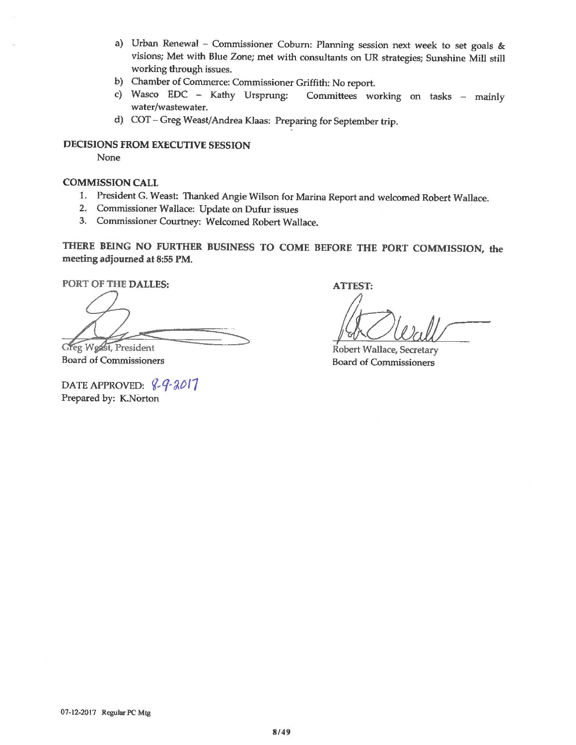a) Urban Renewal – Commissioner Coburn: Planning session next week to set goals & visions; Met with Blue Zone; met with consultants on UR strategies; Sunshine Mill still working through issues.
b) Chamber of Commerce: Commissioner Griffith: No report.
c) Wasco EDC – Kathy Ursprung: Committees working on tasks – mainly water/wastewater.
d) COT – Greg Weast/Andrea Klaas: Preparing for September trip.

**DECISIONS FROM EXECUTIVE SESSION**

None

**COMMISSION CALL**

1. President G. Weast: Thanked Angie Wilson for Marina Report and welcomed Robert Wallace.
2. Commissioner Wallace: Update on Dufur issues
3. Commissioner Courtney: Welcomed Robert Wallace.

**THERE BEING NO FURTHER BUSINESS TO COME BEFORE THE PORT COMMISSION, the meeting adjourned at 8:55 PM.**

**PORT OF THE DALLES:**

Greg Weast, President
Board of Commissioners

**ATTEST:**

Robert Wallace, Secretary
Board of Commissioners

DATE APPROVED: 8-9-2017
Prepared by: K.Norton

07-12-2017 Regular PC Mtg